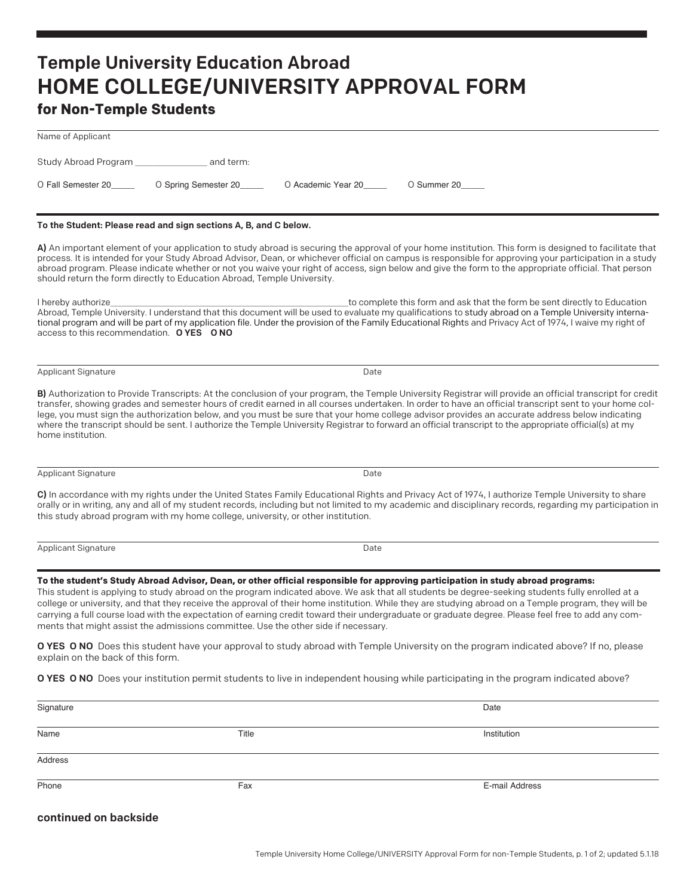# Temple University Education Abroad

# HOME COLLEGE/UNIVERSITY APPROVAL FORM

## for Non-Temple Students

Name of Applicant

Study Abroad Program _______________ and term:

O Fall Semester 20_____ O Spring Semester 20_____ O Academic Year 20_____ O Summer 20_____

**To the Student: Please read and sign sections A, B, and C below.**

**A)** An important element of your application to study abroad is securing the approval of your home institution. This form is designed to facilitate that process. It is intended for your Study Abroad Advisor, Dean, or whichever official on campus is responsible for approving your participation in a study abroad program. Please indicate whether or not you waive your right of access, sign below and give the form to the appropriate official. That person should return the form directly to Education Abroad, Temple University.

I hereby authorize_______________________________________________to complete this form and ask that the form be sent directly to Education Abroad, Temple University. I understand that this document will be used to evaluate my qualifications to study abroad on a Temple University international program and will be part of my application file. Under the provision of the Family Educational Rights and Privacy Act of 1974, I waive my right of access to this recommendation. **O YES O NO**

Applicant Signature Date

**B)** Authorization to Provide Transcripts: At the conclusion of your program, the Temple University Registrar will provide an official transcript for credit transfer, showing grades and semester hours of credit earned in all courses undertaken. In order to have an official transcript sent to your home college, you must sign the authorization below, and you must be sure that your home college advisor provides an accurate address below indicating where the transcript should be sent. I authorize the Temple University Registrar to forward an official transcript to the appropriate official(s) at my home institution.

Applicant Signature Date

**C)** In accordance with my rights under the United States Family Educational Rights and Privacy Act of 1974, I authorize Temple University to share orally or in writing, any and all of my student records, including but not limited to my academic and disciplinary records, regarding my participation in this study abroad program with my home college, university, or other institution.

Applicant Signature Date

**To the student's Study Abroad Advisor, Dean, or other official responsible for approving participation in study abroad programs:**
This student is applying to study abroad on the program indicated above. We ask that all students be degree-seeking students fully enrolled at a college or university, and that they receive the approval of their home institution. While they are studying abroad on a Temple program, they will be carrying a full course load with the expectation of earning credit toward their undergraduate or graduate degree. Please feel free to add any comments that might assist the admissions committee. Use the other side if necessary.

**O YES O NO** Does this student have your approval to study abroad with Temple University on the program indicated above? If no, please explain on the back of this form.

**O YES O NO** Does your institution permit students to live in independent housing while participating in the program indicated above?

Signature Date

Name Title Institution

Address

Phone Fax E-mail Address

**continued on backside**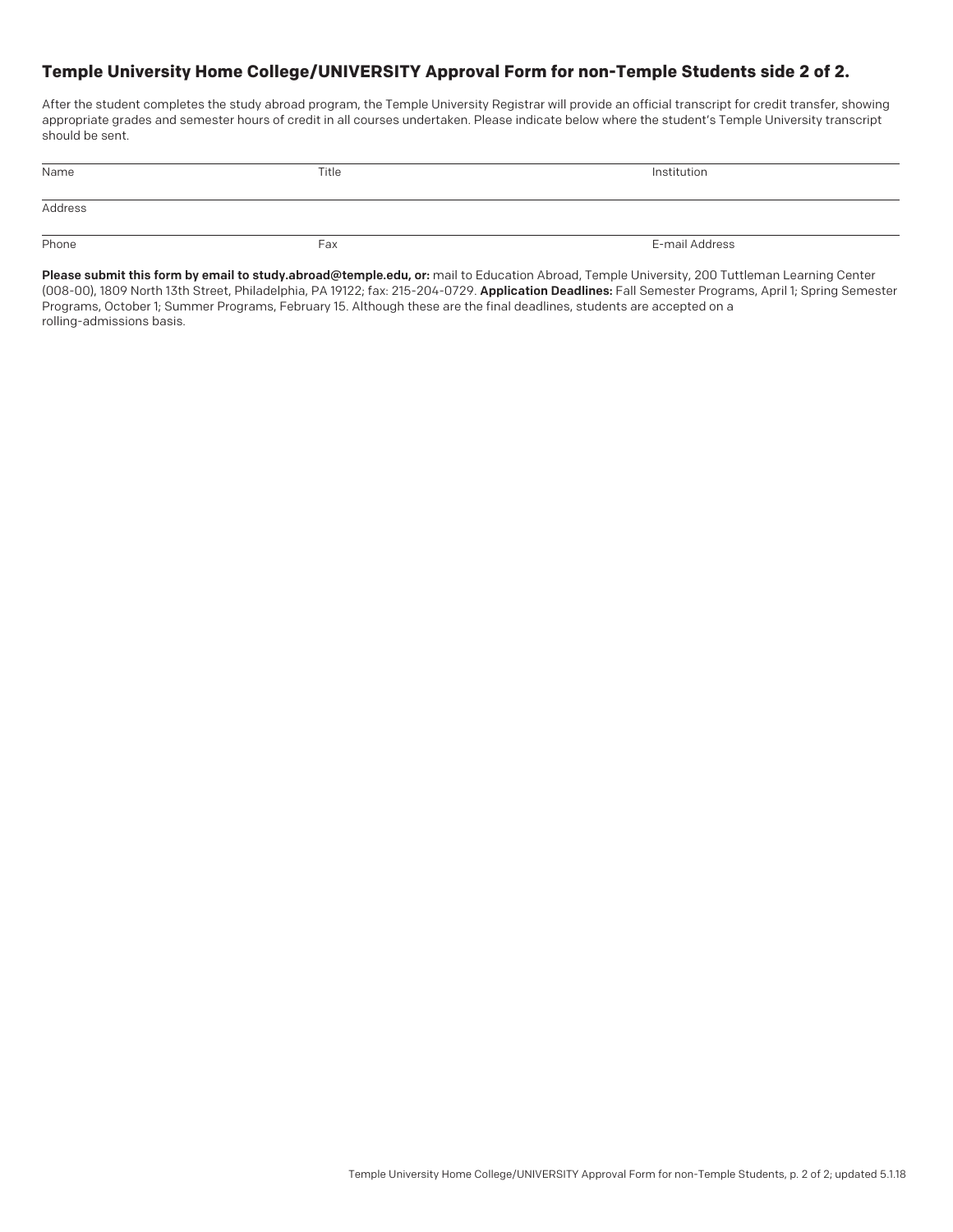## Temple University Home College/UNIVERSITY Approval Form for non-Temple Students side 2 of 2.

After the student completes the study abroad program, the Temple University Registrar will provide an official transcript for credit transfer, showing appropriate grades and semester hours of credit in all courses undertaken. Please indicate below where the student's Temple University transcript should be sent.

| | | |
|---|---|---|
| Name | Title | Institution |
| Address | | |
| Phone | Fax | E-mail Address |

**Please submit this form by email to study.abroad@temple.edu, or:** mail to Education Abroad, Temple University, 200 Tuttleman Learning Center (008-00), 1809 North 13th Street, Philadelphia, PA 19122; fax: 215-204-0729. **Application Deadlines:** Fall Semester Programs, April 1; Spring Semester Programs, October 1; Summer Programs, February 15. Although these are the final deadlines, students are accepted on a rolling-admissions basis.